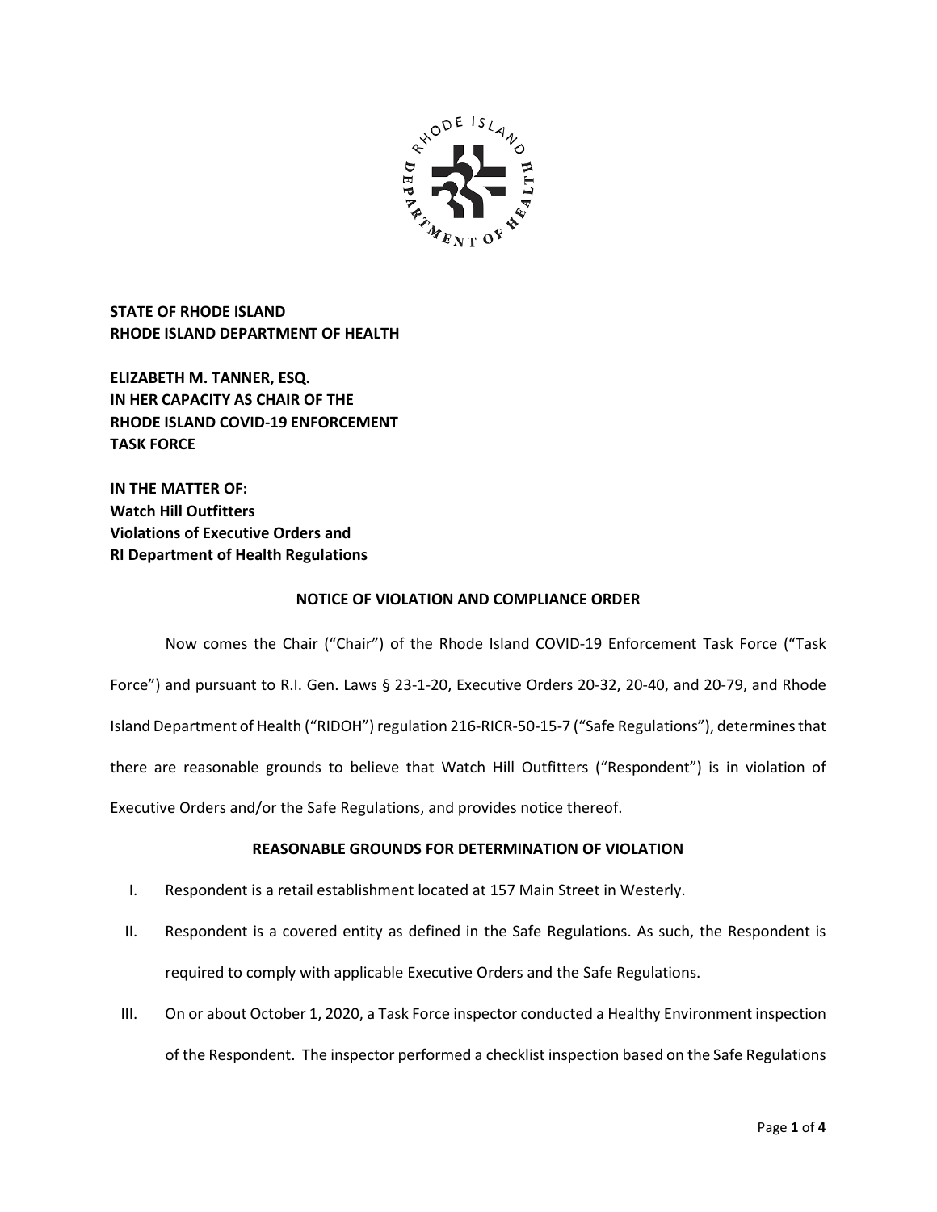**STATE OF RHODE ISLAND**
**RHODE ISLAND DEPARTMENT OF HEALTH**

**ELIZABETH M. TANNER, ESQ.**
**IN HER CAPACITY AS CHAIR OF THE**
**RHODE ISLAND COVID-19 ENFORCEMENT**
**TASK FORCE**

**IN THE MATTER OF:**
**Watch Hill Outfitters**
**Violations of Executive Orders and**
**RI Department of Health Regulations**

## NOTICE OF VIOLATION AND COMPLIANCE ORDER

Now comes the Chair ("Chair") of the Rhode Island COVID-19 Enforcement Task Force ("Task Force") and pursuant to R.I. Gen. Laws § 23-1-20, Executive Orders 20-32, 20-40, and 20-79, and Rhode Island Department of Health ("RIDOH") regulation 216-RICR-50-15-7 ("Safe Regulations"), determines that there are reasonable grounds to believe that Watch Hill Outfitters ("Respondent") is in violation of Executive Orders and/or the Safe Regulations, and provides notice thereof.

## REASONABLE GROUNDS FOR DETERMINATION OF VIOLATION

I. Respondent is a retail establishment located at 157 Main Street in Westerly.

II. Respondent is a covered entity as defined in the Safe Regulations. As such, the Respondent is required to comply with applicable Executive Orders and the Safe Regulations.

III. On or about October 1, 2020, a Task Force inspector conducted a Healthy Environment inspection of the Respondent. The inspector performed a checklist inspection based on the Safe Regulations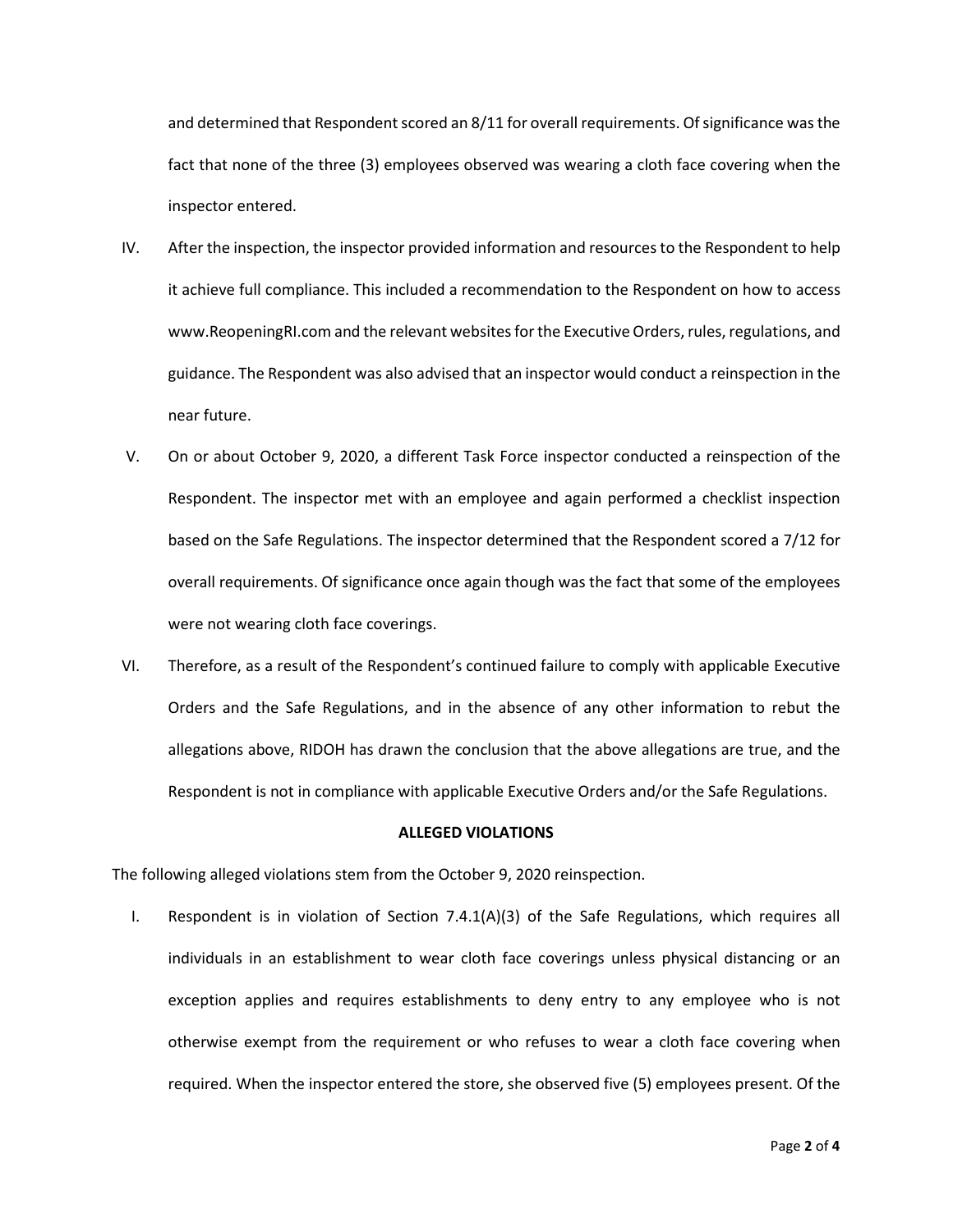and determined that Respondent scored an 8/11 for overall requirements. Of significance was the fact that none of the three (3) employees observed was wearing a cloth face covering when the inspector entered.

IV. After the inspection, the inspector provided information and resources to the Respondent to help it achieve full compliance. This included a recommendation to the Respondent on how to access www.ReopeningRI.com and the relevant websites for the Executive Orders, rules, regulations, and guidance. The Respondent was also advised that an inspector would conduct a reinspection in the near future.

V. On or about October 9, 2020, a different Task Force inspector conducted a reinspection of the Respondent. The inspector met with an employee and again performed a checklist inspection based on the Safe Regulations. The inspector determined that the Respondent scored a 7/12 for overall requirements. Of significance once again though was the fact that some of the employees were not wearing cloth face coverings.

VI. Therefore, as a result of the Respondent's continued failure to comply with applicable Executive Orders and the Safe Regulations, and in the absence of any other information to rebut the allegations above, RIDOH has drawn the conclusion that the above allegations are true, and the Respondent is not in compliance with applicable Executive Orders and/or the Safe Regulations.

**ALLEGED VIOLATIONS**

The following alleged violations stem from the October 9, 2020 reinspection.

I. Respondent is in violation of Section 7.4.1(A)(3) of the Safe Regulations, which requires all individuals in an establishment to wear cloth face coverings unless physical distancing or an exception applies and requires establishments to deny entry to any employee who is not otherwise exempt from the requirement or who refuses to wear a cloth face covering when required. When the inspector entered the store, she observed five (5) employees present. Of the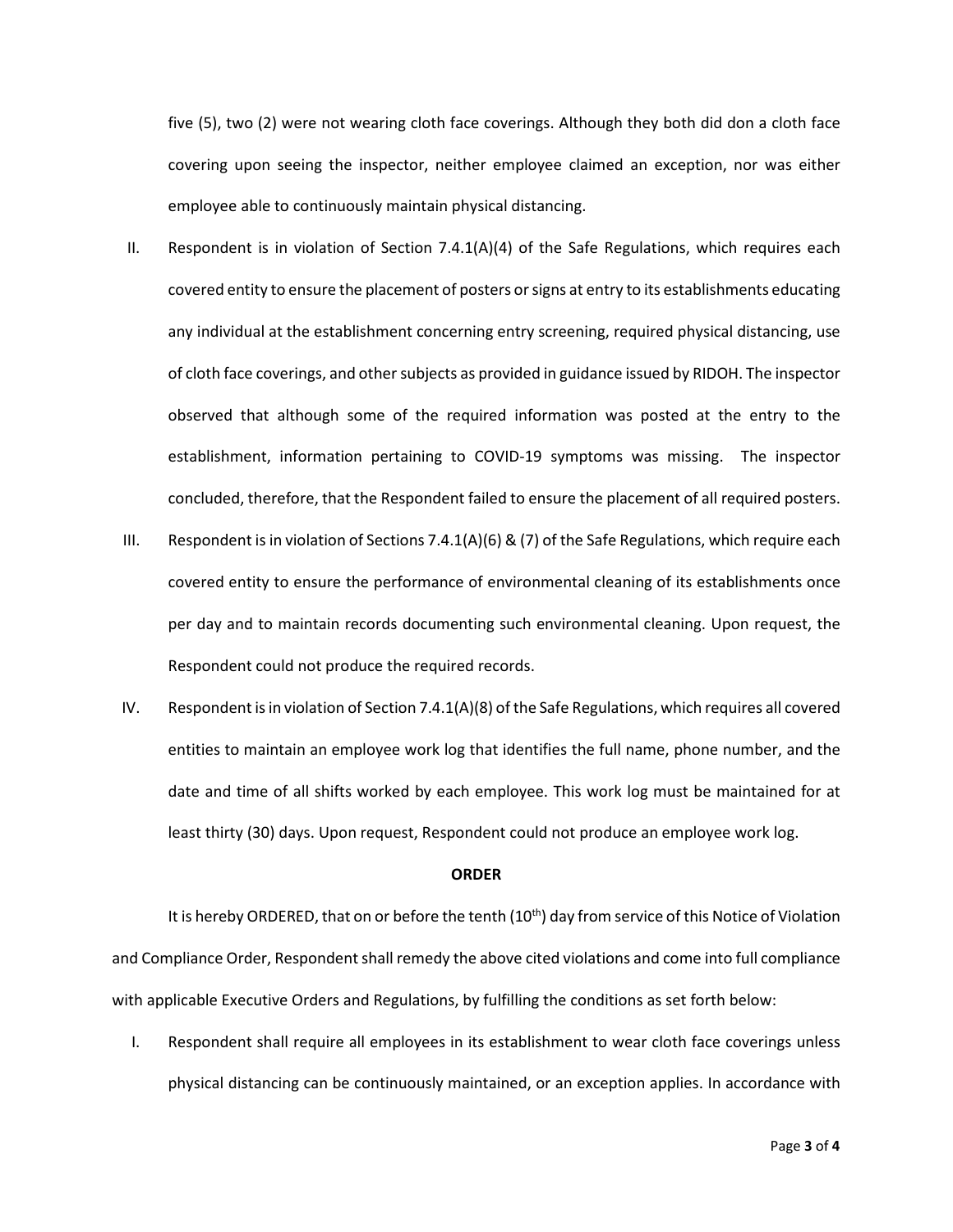five (5), two (2) were not wearing cloth face coverings. Although they both did don a cloth face covering upon seeing the inspector, neither employee claimed an exception, nor was either employee able to continuously maintain physical distancing.

II. Respondent is in violation of Section 7.4.1(A)(4) of the Safe Regulations, which requires each covered entity to ensure the placement of posters or signs at entry to its establishments educating any individual at the establishment concerning entry screening, required physical distancing, use of cloth face coverings, and other subjects as provided in guidance issued by RIDOH. The inspector observed that although some of the required information was posted at the entry to the establishment, information pertaining to COVID-19 symptoms was missing. The inspector concluded, therefore, that the Respondent failed to ensure the placement of all required posters.

III. Respondent is in violation of Sections 7.4.1(A)(6) & (7) of the Safe Regulations, which require each covered entity to ensure the performance of environmental cleaning of its establishments once per day and to maintain records documenting such environmental cleaning. Upon request, the Respondent could not produce the required records.

IV. Respondent is in violation of Section 7.4.1(A)(8) of the Safe Regulations, which requires all covered entities to maintain an employee work log that identifies the full name, phone number, and the date and time of all shifts worked by each employee. This work log must be maintained for at least thirty (30) days. Upon request, Respondent could not produce an employee work log.

**ORDER**

It is hereby ORDERED, that on or before the tenth (10th) day from service of this Notice of Violation and Compliance Order, Respondent shall remedy the above cited violations and come into full compliance with applicable Executive Orders and Regulations, by fulfilling the conditions as set forth below:

I. Respondent shall require all employees in its establishment to wear cloth face coverings unless physical distancing can be continuously maintained, or an exception applies. In accordance with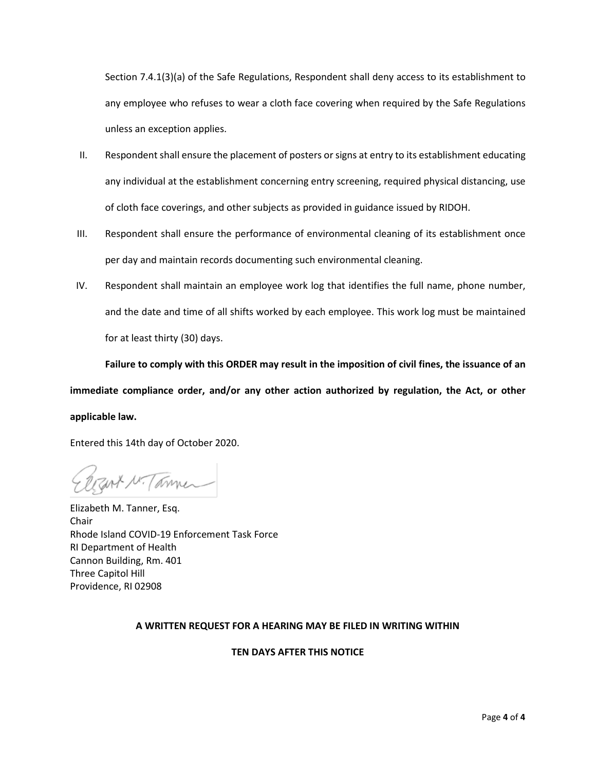Section 7.4.1(3)(a) of the Safe Regulations, Respondent shall deny access to its establishment to any employee who refuses to wear a cloth face covering when required by the Safe Regulations unless an exception applies.

II. Respondent shall ensure the placement of posters or signs at entry to its establishment educating any individual at the establishment concerning entry screening, required physical distancing, use of cloth face coverings, and other subjects as provided in guidance issued by RIDOH.

III. Respondent shall ensure the performance of environmental cleaning of its establishment once per day and maintain records documenting such environmental cleaning.

IV. Respondent shall maintain an employee work log that identifies the full name, phone number, and the date and time of all shifts worked by each employee. This work log must be maintained for at least thirty (30) days.

**Failure to comply with this ORDER may result in the imposition of civil fines, the issuance of an immediate compliance order, and/or any other action authorized by regulation, the Act, or other applicable law.**

Entered this 14th day of October 2020.

Elizabeth M. Tanner, Esq.
Chair
Rhode Island COVID-19 Enforcement Task Force
RI Department of Health
Cannon Building, Rm. 401
Three Capitol Hill
Providence, RI 02908

**A WRITTEN REQUEST FOR A HEARING MAY BE FILED IN WRITING WITHIN**

**TEN DAYS AFTER THIS NOTICE**